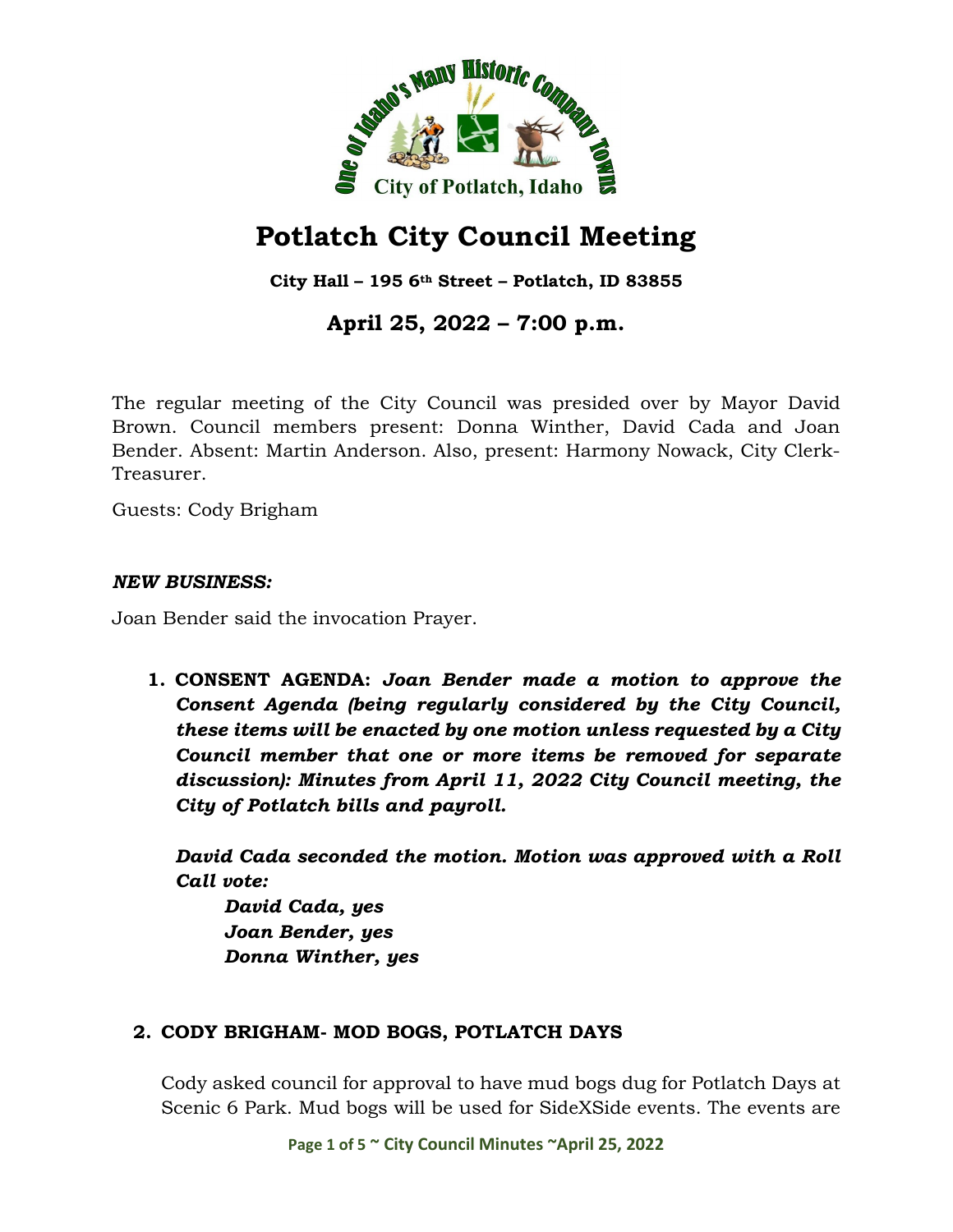# Potlatch City Council Meeting

**City Hall – 195 6th Street – Potlatch, ID 83855**

## April 25, 2022 – 7:00 p.m.

The regular meeting of the City Council was presided over by Mayor David Brown. Council members present: Donna Winther, David Cada and Joan Bender. Absent: Martin Anderson. Also, present: Harmony Nowack, City Clerk-Treasurer.

Guests: Cody Brigham

***NEW BUSINESS:***

Joan Bender said the invocation Prayer.

1. **CONSENT AGENDA:** ***Joan Bender made a motion to approve the Consent Agenda (being regularly considered by the City Council, these items will be enacted by one motion unless requested by a City Council member that one or more items be removed for separate discussion): Minutes from April 11, 2022 City Council meeting, the City of Potlatch bills and payroll.***

   ***David Cada seconded the motion. Motion was approved with a Roll Call vote:***

   ***David Cada, yes***
   ***Joan Bender, yes***
   ***Donna Winther, yes***

2. **CODY BRIGHAM- MOD BOGS, POTLATCH DAYS**

   Cody asked council for approval to have mud bogs dug for Potlatch Days at Scenic 6 Park. Mud bogs will be used for SideXSide events. The events are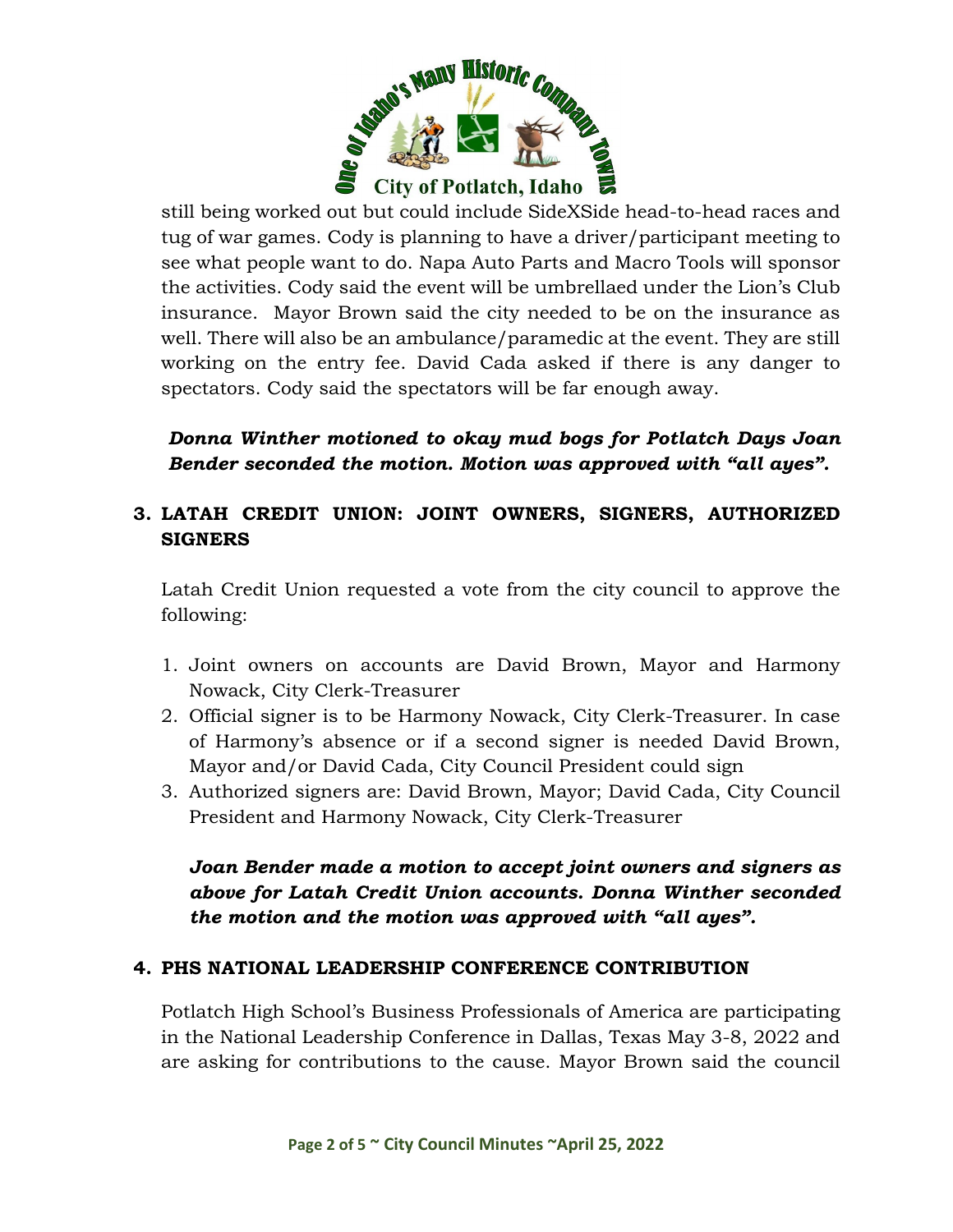still being worked out but could include SideXSide head-to-head races and tug of war games. Cody is planning to have a driver/participant meeting to see what people want to do. Napa Auto Parts and Macro Tools will sponsor the activities. Cody said the event will be umbrellaed under the Lion's Club insurance. Mayor Brown said the city needed to be on the insurance as well. There will also be an ambulance/paramedic at the event. They are still working on the entry fee. David Cada asked if there is any danger to spectators. Cody said the spectators will be far enough away.

***Donna Winther motioned to okay mud bogs for Potlatch Days Joan Bender seconded the motion. Motion was approved with "all ayes".***

## 3. LATAH CREDIT UNION: JOINT OWNERS, SIGNERS, AUTHORIZED SIGNERS

Latah Credit Union requested a vote from the city council to approve the following:

1. Joint owners on accounts are David Brown, Mayor and Harmony Nowack, City Clerk-Treasurer
2. Official signer is to be Harmony Nowack, City Clerk-Treasurer. In case of Harmony's absence or if a second signer is needed David Brown, Mayor and/or David Cada, City Council President could sign
3. Authorized signers are: David Brown, Mayor; David Cada, City Council President and Harmony Nowack, City Clerk-Treasurer

***Joan Bender made a motion to accept joint owners and signers as above for Latah Credit Union accounts. Donna Winther seconded the motion and the motion was approved with "all ayes".***

## 4. PHS NATIONAL LEADERSHIP CONFERENCE CONTRIBUTION

Potlatch High School's Business Professionals of America are participating in the National Leadership Conference in Dallas, Texas May 3-8, 2022 and are asking for contributions to the cause. Mayor Brown said the council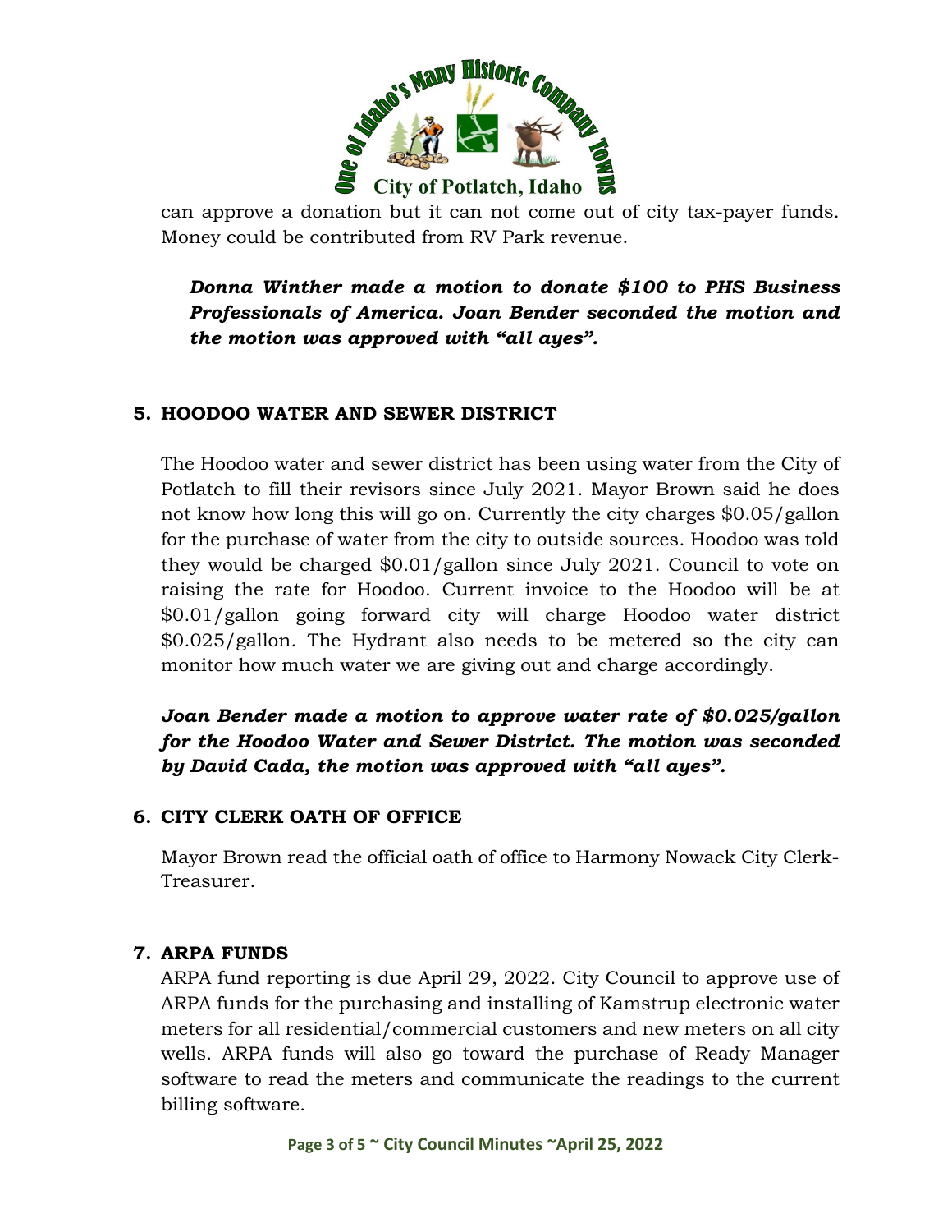can approve a donation but it can not come out of city tax-payer funds. Money could be contributed from RV Park revenue.

***Donna Winther made a motion to donate $100 to PHS Business Professionals of America. Joan Bender seconded the motion and the motion was approved with "all ayes".***

### 5. HOODOO WATER AND SEWER DISTRICT

The Hoodoo water and sewer district has been using water from the City of Potlatch to fill their revisors since July 2021. Mayor Brown said he does not know how long this will go on. Currently the city charges $0.05/gallon for the purchase of water from the city to outside sources. Hoodoo was told they would be charged $0.01/gallon since July 2021. Council to vote on raising the rate for Hoodoo. Current invoice to the Hoodoo will be at $0.01/gallon going forward city will charge Hoodoo water district $0.025/gallon. The Hydrant also needs to be metered so the city can monitor how much water we are giving out and charge accordingly.

***Joan Bender made a motion to approve water rate of $0.025/gallon for the Hoodoo Water and Sewer District. The motion was seconded by David Cada, the motion was approved with "all ayes".***

### 6. CITY CLERK OATH OF OFFICE

Mayor Brown read the official oath of office to Harmony Nowack City Clerk-Treasurer.

### 7. ARPA FUNDS

ARPA fund reporting is due April 29, 2022. City Council to approve use of ARPA funds for the purchasing and installing of Kamstrup electronic water meters for all residential/commercial customers and new meters on all city wells. ARPA funds will also go toward the purchase of Ready Manager software to read the meters and communicate the readings to the current billing software.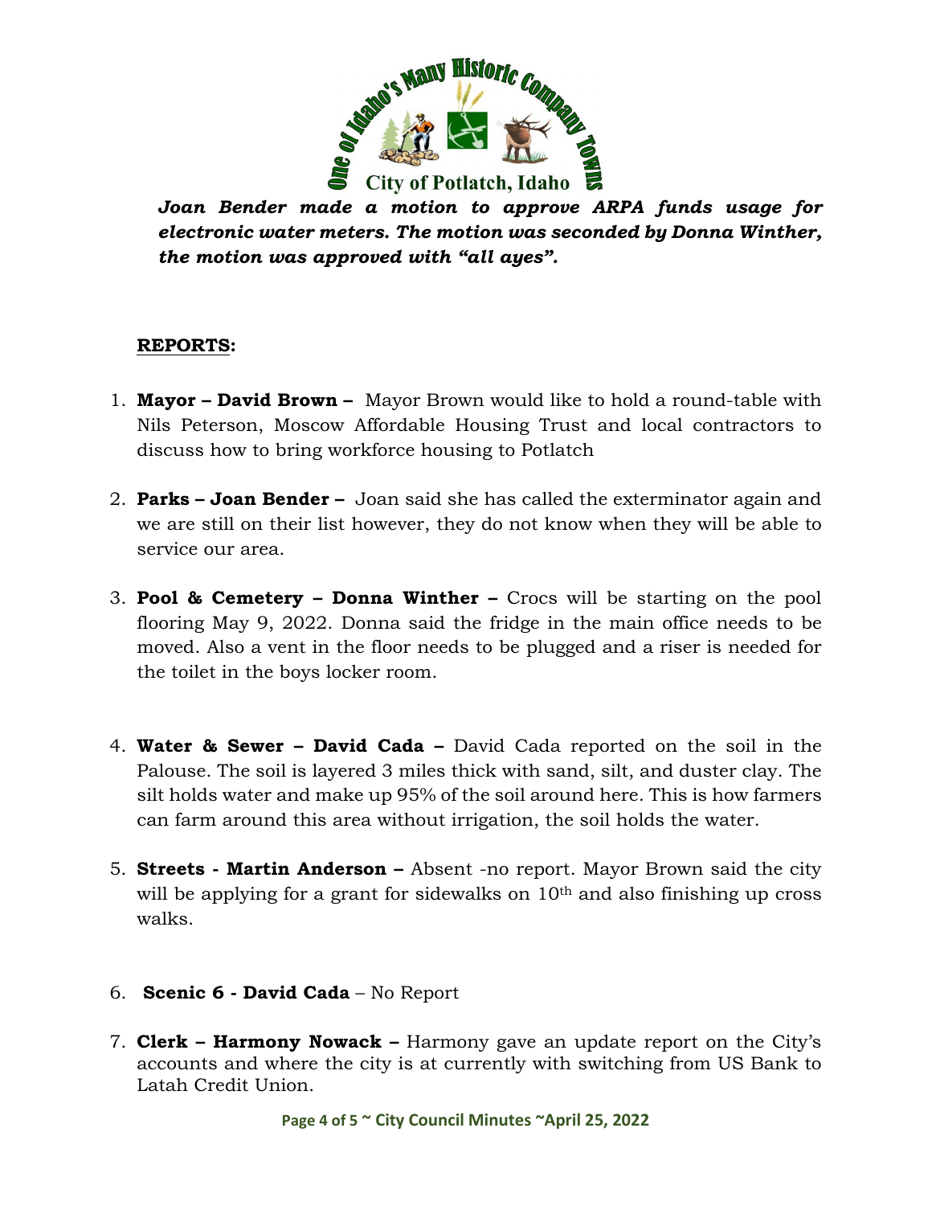***Joan Bender made a motion to approve ARPA funds usage for electronic water meters. The motion was seconded by Donna Winther, the motion was approved with "all ayes".***

**REPORTS:**

1. **Mayor – David Brown –** Mayor Brown would like to hold a round-table with Nils Peterson, Moscow Affordable Housing Trust and local contractors to discuss how to bring workforce housing to Potlatch

2. **Parks – Joan Bender –** Joan said she has called the exterminator again and we are still on their list however, they do not know when they will be able to service our area.

3. **Pool & Cemetery – Donna Winther –** Crocs will be starting on the pool flooring May 9, 2022. Donna said the fridge in the main office needs to be moved. Also a vent in the floor needs to be plugged and a riser is needed for the toilet in the boys locker room.

4. **Water & Sewer – David Cada –** David Cada reported on the soil in the Palouse. The soil is layered 3 miles thick with sand, silt, and duster clay. The silt holds water and make up 95% of the soil around here. This is how farmers can farm around this area without irrigation, the soil holds the water.

5. **Streets - Martin Anderson –** Absent -no report. Mayor Brown said the city will be applying for a grant for sidewalks on 10th and also finishing up cross walks.

6. **Scenic 6 - David Cada** – No Report

7. **Clerk – Harmony Nowack –** Harmony gave an update report on the City's accounts and where the city is at currently with switching from US Bank to Latah Credit Union.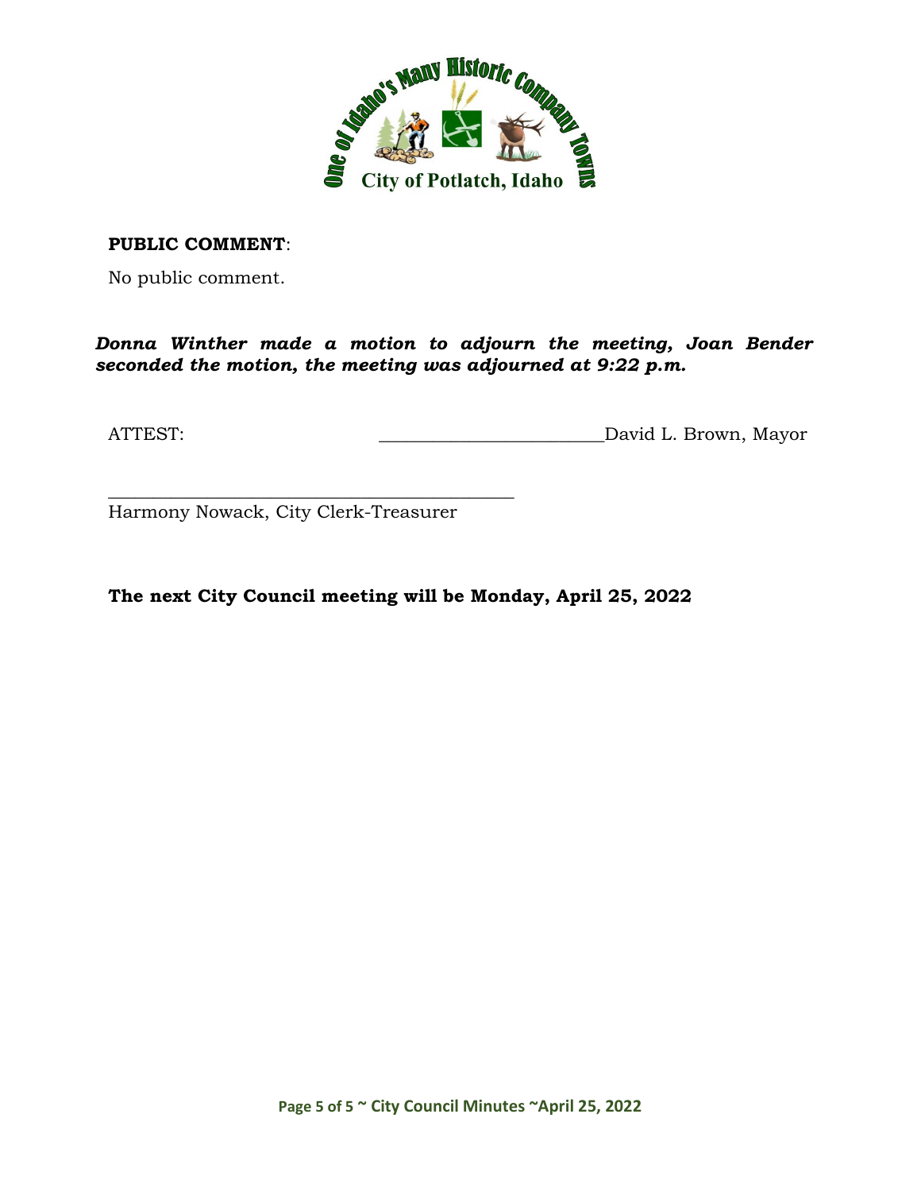**PUBLIC COMMENT**:

No public comment.

***Donna Winther made a motion to adjourn the meeting, Joan Bender seconded the motion, the meeting was adjourned at 9:22 p.m.***

ATTEST: \_\_\_\_\_\_\_\_\_\_\_\_\_\_\_\_\_\_\_\_\_\_\_\_David L. Brown, Mayor

\_\_\_\_\_\_\_\_\_\_\_\_\_\_\_\_\_\_\_\_\_\_\_\_\_\_\_\_\_\_\_\_\_\_\_\_\_\_\_\_\_\_\_\_

Harmony Nowack, City Clerk-Treasurer

**The next City Council meeting will be Monday, April 25, 2022**